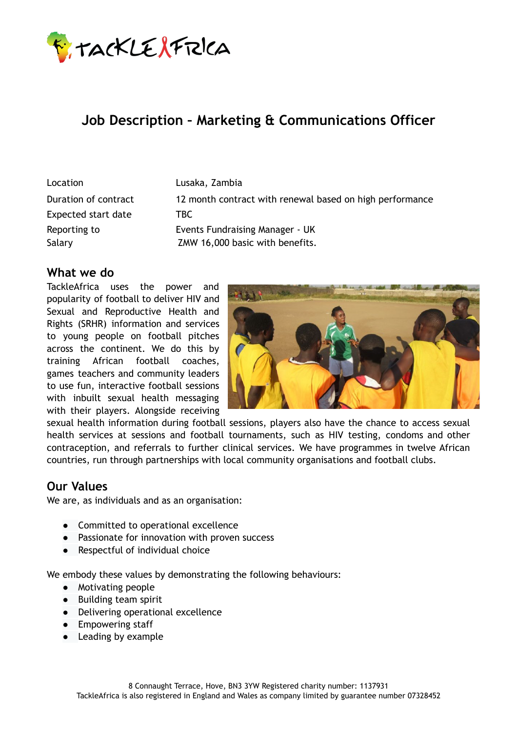# Job Description – Marketing & Communications Officer

| | |
|---|---|
| Location | Lusaka, Zambia |
| Duration of contract | 12 month contract with renewal based on high performance |
| Expected start date | TBC |
| Reporting to | Events Fundraising Manager - UK |
| Salary | ZMW 16,000 basic with benefits. |

## What we do

TackleAfrica uses the power and popularity of football to deliver HIV and Sexual and Reproductive Health and Rights (SRHR) information and services to young people on football pitches across the continent. We do this by training African football coaches, games teachers and community leaders to use fun, interactive football sessions with inbuilt sexual health messaging with their players. Alongside receiving sexual health information during football sessions, players also have the chance to access sexual health services at sessions and football tournaments, such as HIV testing, condoms and other contraception, and referrals to further clinical services. We have programmes in twelve African countries, run through partnerships with local community organisations and football clubs.

## Our Values

We are, as individuals and as an organisation:

- Committed to operational excellence
- Passionate for innovation with proven success
- Respectful of individual choice

We embody these values by demonstrating the following behaviours:

- Motivating people
- Building team spirit
- Delivering operational excellence
- Empowering staff
- Leading by example

8 Connaught Terrace, Hove, BN3 3YW Registered charity number: 1137931
TackleAfrica is also registered in England and Wales as company limited by guarantee number 07328452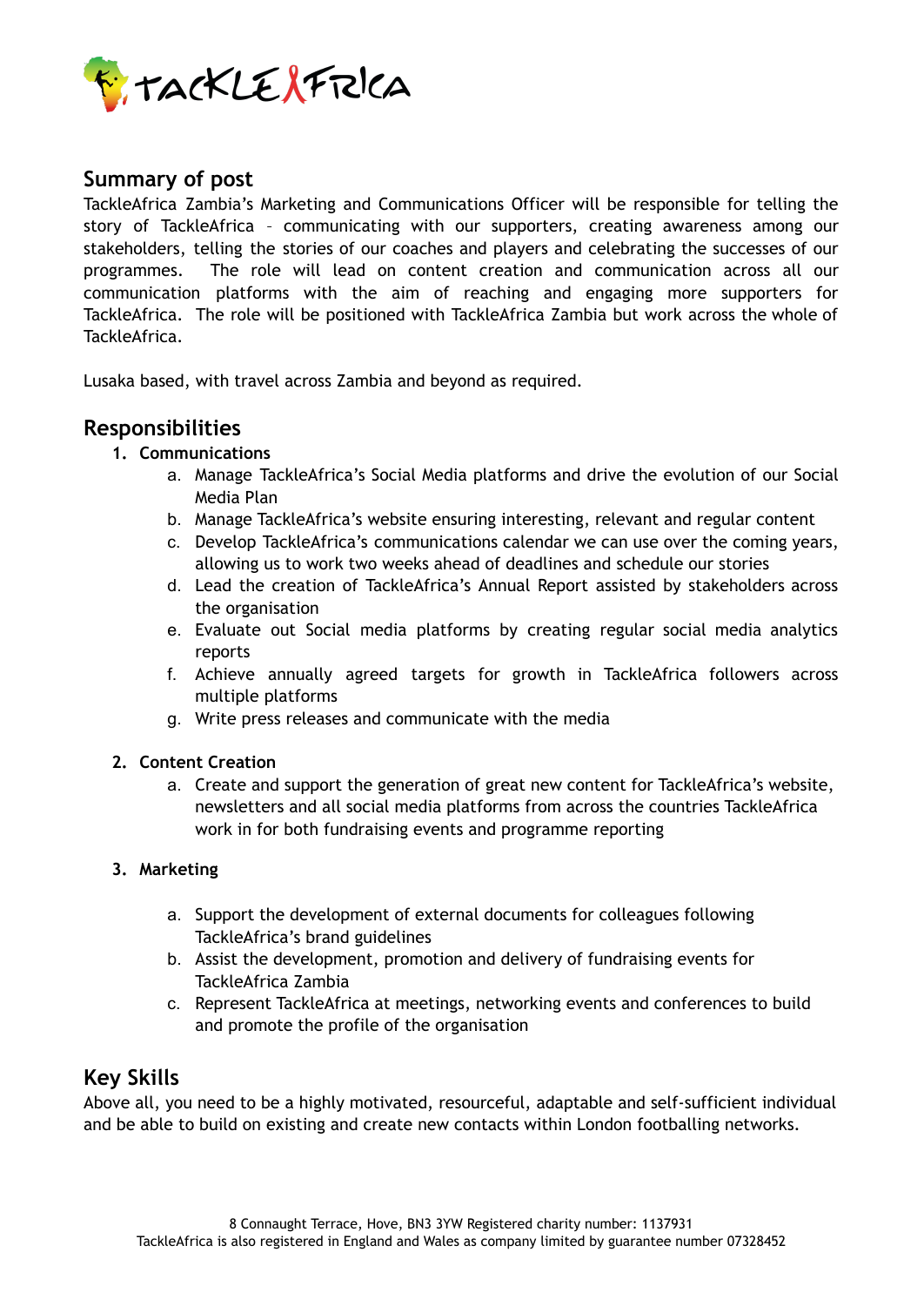## Summary of post

TackleAfrica Zambia's Marketing and Communications Officer will be responsible for telling the story of TackleAfrica – communicating with our supporters, creating awareness among our stakeholders, telling the stories of our coaches and players and celebrating the successes of our programmes. The role will lead on content creation and communication across all our communication platforms with the aim of reaching and engaging more supporters for TackleAfrica. The role will be positioned with TackleAfrica Zambia but work across the whole of TackleAfrica.

Lusaka based, with travel across Zambia and beyond as required.

## Responsibilities

1. **Communications**
    a. Manage TackleAfrica's Social Media platforms and drive the evolution of our Social Media Plan
    b. Manage TackleAfrica's website ensuring interesting, relevant and regular content
    c. Develop TackleAfrica's communications calendar we can use over the coming years, allowing us to work two weeks ahead of deadlines and schedule our stories
    d. Lead the creation of TackleAfrica's Annual Report assisted by stakeholders across the organisation
    e. Evaluate out Social media platforms by creating regular social media analytics reports
    f. Achieve annually agreed targets for growth in TackleAfrica followers across multiple platforms
    g. Write press releases and communicate with the media

2. **Content Creation**
    a. Create and support the generation of great new content for TackleAfrica's website, newsletters and all social media platforms from across the countries TackleAfrica work in for both fundraising events and programme reporting

3. **Marketing**
    a. Support the development of external documents for colleagues following TackleAfrica's brand guidelines
    b. Assist the development, promotion and delivery of fundraising events for TackleAfrica Zambia
    c. Represent TackleAfrica at meetings, networking events and conferences to build and promote the profile of the organisation

## Key Skills

Above all, you need to be a highly motivated, resourceful, adaptable and self-sufficient individual and be able to build on existing and create new contacts within London footballing networks.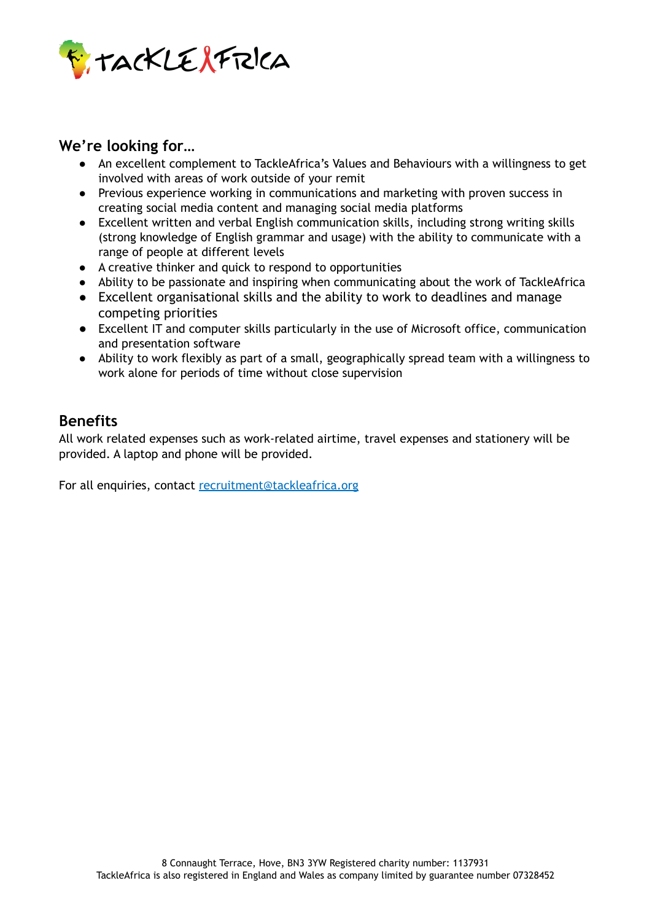## We're looking for…

- An excellent complement to TackleAfrica's Values and Behaviours with a willingness to get involved with areas of work outside of your remit
- Previous experience working in communications and marketing with proven success in creating social media content and managing social media platforms
- Excellent written and verbal English communication skills, including strong writing skills (strong knowledge of English grammar and usage) with the ability to communicate with a range of people at different levels
- A creative thinker and quick to respond to opportunities
- Ability to be passionate and inspiring when communicating about the work of TackleAfrica
- Excellent organisational skills and the ability to work to deadlines and manage competing priorities
- Excellent IT and computer skills particularly in the use of Microsoft office, communication and presentation software
- Ability to work flexibly as part of a small, geographically spread team with a willingness to work alone for periods of time without close supervision

## Benefits

All work related expenses such as work-related airtime, travel expenses and stationery will be provided. A laptop and phone will be provided.

For all enquiries, contact recruitment@tackleafrica.org

8 Connaught Terrace, Hove, BN3 3YW Registered charity number: 1137931
TackleAfrica is also registered in England and Wales as company limited by guarantee number 07328452